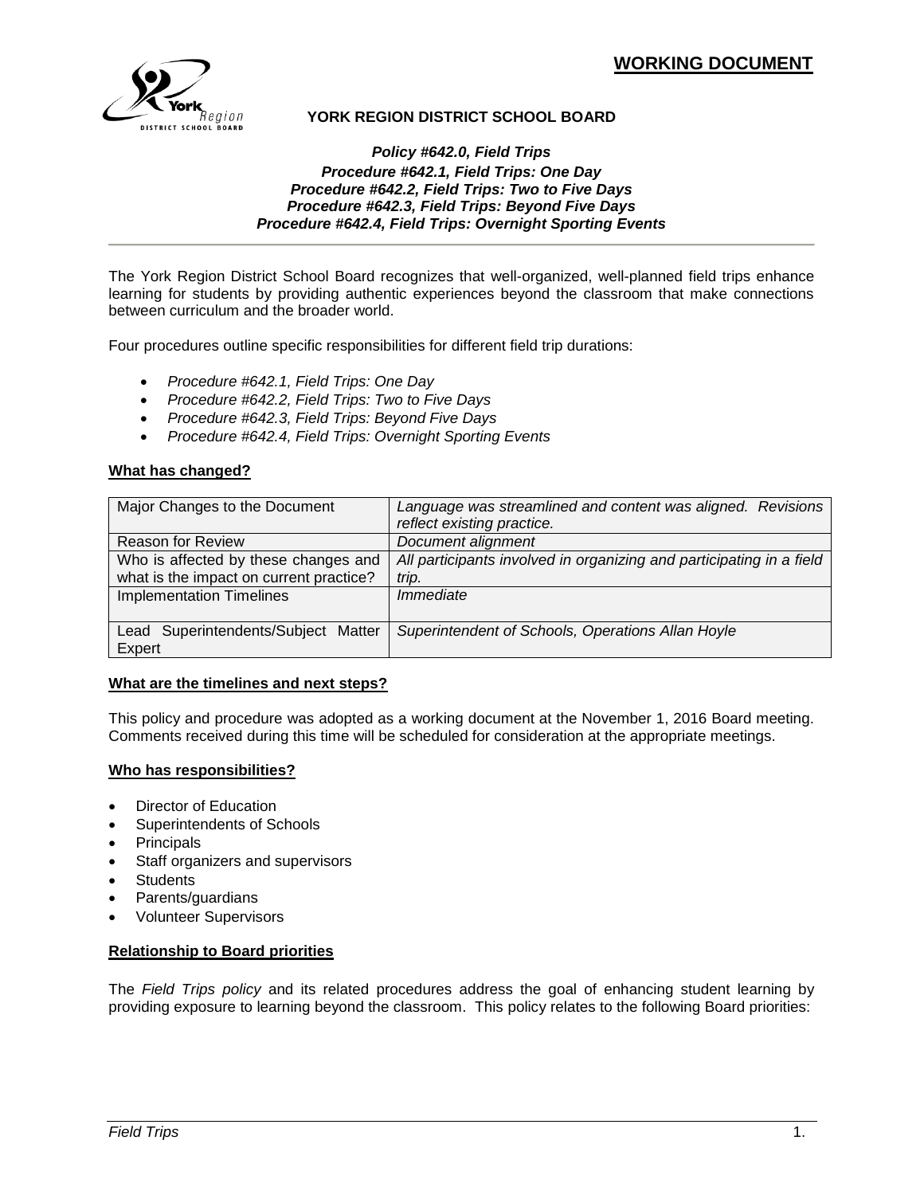**WORKING DOCUMENT**

**YORK REGION DISTRICT SCHOOL BOARD**

***Policy #642.0, Field Trips***
***Procedure #642.1, Field Trips: One Day***
***Procedure #642.2, Field Trips: Two to Five Days***
***Procedure #642.3, Field Trips: Beyond Five Days***
***Procedure #642.4, Field Trips: Overnight Sporting Events***

---

The York Region District School Board recognizes that well-organized, well-planned field trips enhance learning for students by providing authentic experiences beyond the classroom that make connections between curriculum and the broader world.

Four procedures outline specific responsibilities for different field trip durations:

- *Procedure #642.1, Field Trips: One Day*
- *Procedure #642.2, Field Trips: Two to Five Days*
- *Procedure #642.3, Field Trips: Beyond Five Days*
- *Procedure #642.4, Field Trips: Overnight Sporting Events*

**What has changed?**

| | |
|---|---|
| Major Changes to the Document | *Language was streamlined and content was aligned. Revisions reflect existing practice.* |
| Reason for Review | *Document alignment* |
| Who is affected by these changes and what is the impact on current practice? | *All participants involved in organizing and participating in a field trip.* |
| Implementation Timelines | *Immediate* |
| Lead Superintendents/Subject Matter Expert | *Superintendent of Schools, Operations Allan Hoyle* |

**What are the timelines and next steps?**

This policy and procedure was adopted as a working document at the November 1, 2016 Board meeting. Comments received during this time will be scheduled for consideration at the appropriate meetings.

**Who has responsibilities?**

- Director of Education
- Superintendents of Schools
- Principals
- Staff organizers and supervisors
- Students
- Parents/guardians
- Volunteer Supervisors

**Relationship to Board priorities**

The *Field Trips policy* and its related procedures address the goal of enhancing student learning by providing exposure to learning beyond the classroom. This policy relates to the following Board priorities: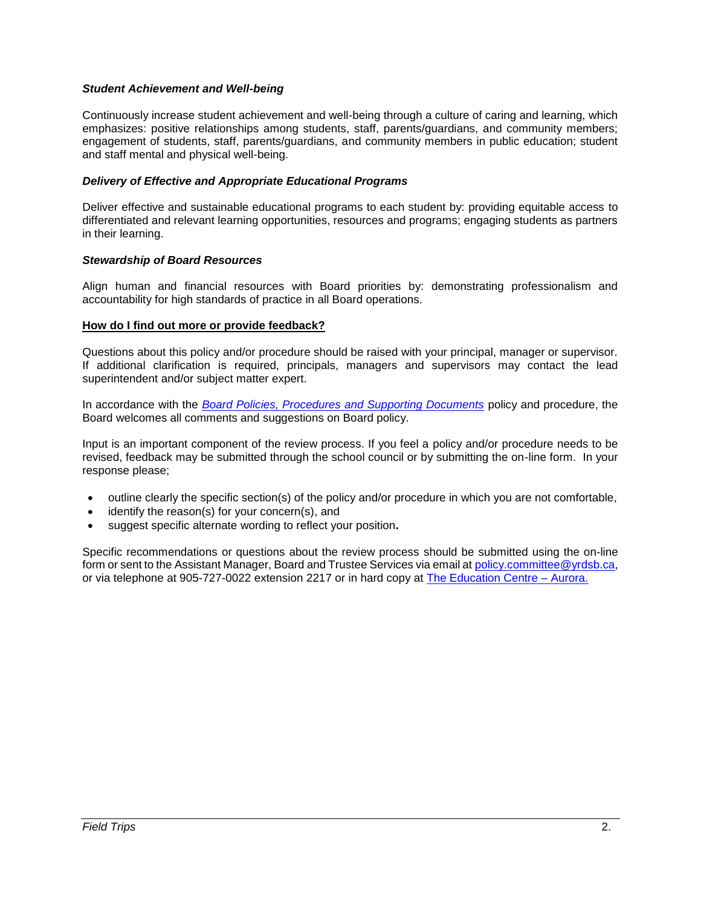### *Student Achievement and Well-being*

Continuously increase student achievement and well-being through a culture of caring and learning, which emphasizes: positive relationships among students, staff, parents/guardians, and community members; engagement of students, staff, parents/guardians, and community members in public education; student and staff mental and physical well-being.

### *Delivery of Effective and Appropriate Educational Programs*

Deliver effective and sustainable educational programs to each student by: providing equitable access to differentiated and relevant learning opportunities, resources and programs; engaging students as partners in their learning.

### *Stewardship of Board Resources*

Align human and financial resources with Board priorities by: demonstrating professionalism and accountability for high standards of practice in all Board operations.

## How do I find out more or provide feedback?

Questions about this policy and/or procedure should be raised with your principal, manager or supervisor. If additional clarification is required, principals, managers and supervisors may contact the lead superintendent and/or subject matter expert.

In accordance with the *Board Policies, Procedures and Supporting Documents* policy and procedure, the Board welcomes all comments and suggestions on Board policy.

Input is an important component of the review process. If you feel a policy and/or procedure needs to be revised, feedback may be submitted through the school council or by submitting the on-line form. In your response please;

- outline clearly the specific section(s) of the policy and/or procedure in which you are not comfortable,
- identify the reason(s) for your concern(s), and
- suggest specific alternate wording to reflect your position.

Specific recommendations or questions about the review process should be submitted using the on-line form or sent to the Assistant Manager, Board and Trustee Services via email at policy.committee@yrdsb.ca, or via telephone at 905-727-0022 extension 2217 or in hard copy at The Education Centre – Aurora.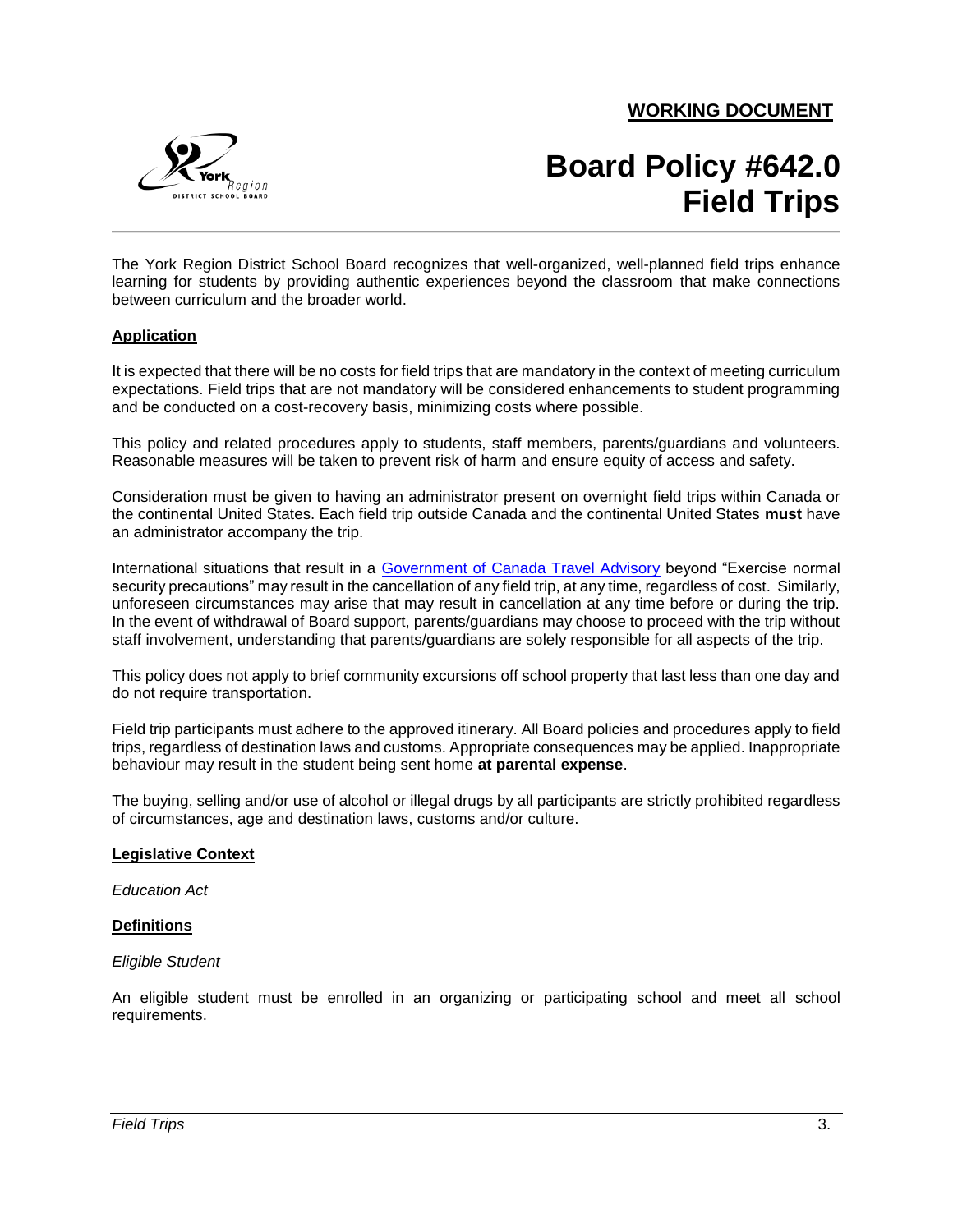**WORKING DOCUMENT**

# Board Policy #642.0 Field Trips

The York Region District School Board recognizes that well-organized, well-planned field trips enhance learning for students by providing authentic experiences beyond the classroom that make connections between curriculum and the broader world.

## Application

It is expected that there will be no costs for field trips that are mandatory in the context of meeting curriculum expectations. Field trips that are not mandatory will be considered enhancements to student programming and be conducted on a cost-recovery basis, minimizing costs where possible.

This policy and related procedures apply to students, staff members, parents/guardians and volunteers. Reasonable measures will be taken to prevent risk of harm and ensure equity of access and safety.

Consideration must be given to having an administrator present on overnight field trips within Canada or the continental United States. Each field trip outside Canada and the continental United States **must** have an administrator accompany the trip.

International situations that result in a Government of Canada Travel Advisory beyond "Exercise normal security precautions" may result in the cancellation of any field trip, at any time, regardless of cost. Similarly, unforeseen circumstances may arise that may result in cancellation at any time before or during the trip. In the event of withdrawal of Board support, parents/guardians may choose to proceed with the trip without staff involvement, understanding that parents/guardians are solely responsible for all aspects of the trip.

This policy does not apply to brief community excursions off school property that last less than one day and do not require transportation.

Field trip participants must adhere to the approved itinerary. All Board policies and procedures apply to field trips, regardless of destination laws and customs. Appropriate consequences may be applied. Inappropriate behaviour may result in the student being sent home **at parental expense**.

The buying, selling and/or use of alcohol or illegal drugs by all participants are strictly prohibited regardless of circumstances, age and destination laws, customs and/or culture.

## Legislative Context

*Education Act*

## Definitions

*Eligible Student*

An eligible student must be enrolled in an organizing or participating school and meet all school requirements.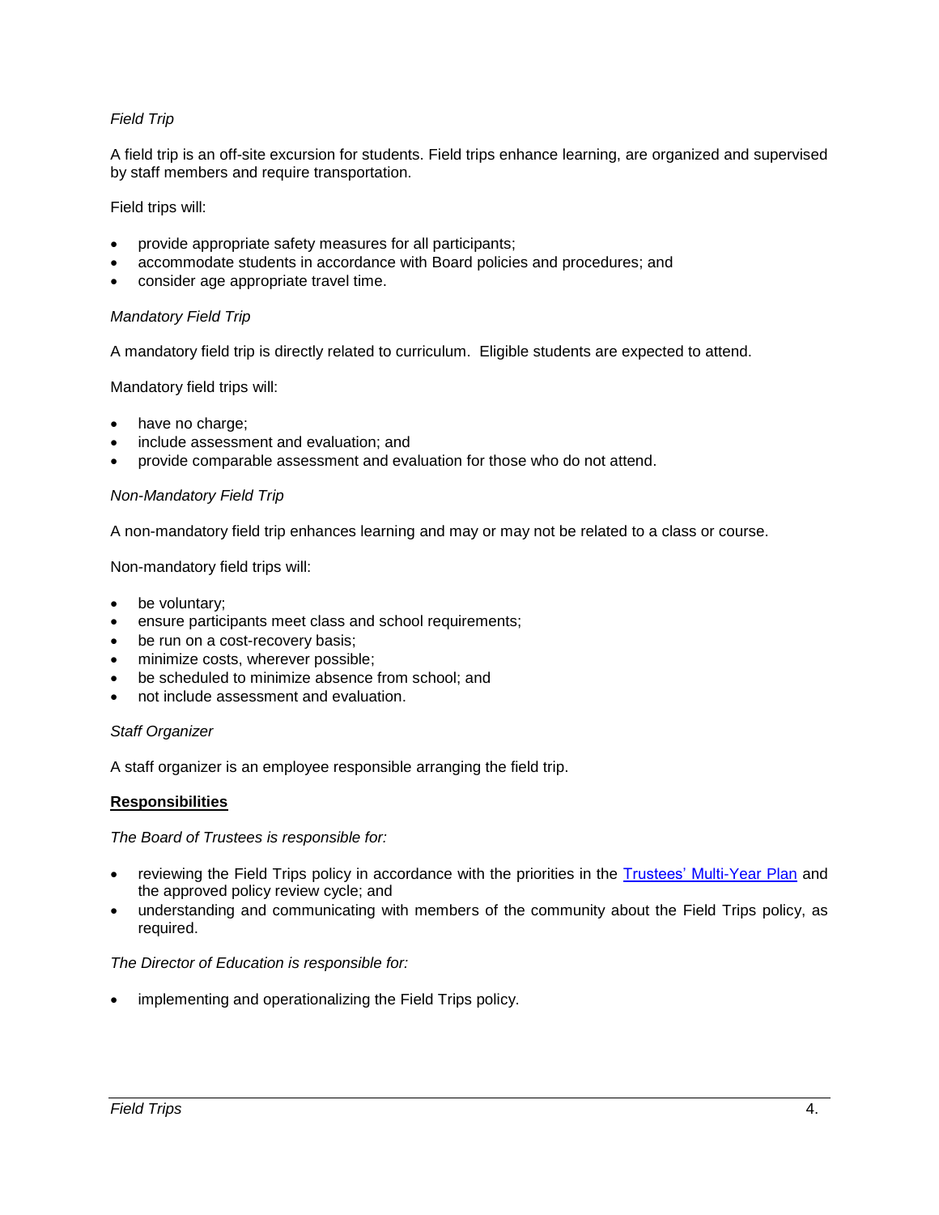*Field Trip*

A field trip is an off-site excursion for students. Field trips enhance learning, are organized and supervised by staff members and require transportation.

Field trips will:

- provide appropriate safety measures for all participants;
- accommodate students in accordance with Board policies and procedures; and
- consider age appropriate travel time.

*Mandatory Field Trip*

A mandatory field trip is directly related to curriculum. Eligible students are expected to attend.

Mandatory field trips will:

- have no charge;
- include assessment and evaluation; and
- provide comparable assessment and evaluation for those who do not attend.

*Non-Mandatory Field Trip*

A non-mandatory field trip enhances learning and may or may not be related to a class or course.

Non-mandatory field trips will:

- be voluntary;
- ensure participants meet class and school requirements;
- be run on a cost-recovery basis;
- minimize costs, wherever possible;
- be scheduled to minimize absence from school; and
- not include assessment and evaluation.

*Staff Organizer*

A staff organizer is an employee responsible arranging the field trip.

## **Responsibilities**

*The Board of Trustees is responsible for:*

- reviewing the Field Trips policy in accordance with the priorities in the Trustees' Multi-Year Plan and the approved policy review cycle; and
- understanding and communicating with members of the community about the Field Trips policy, as required.

*The Director of Education is responsible for:*

- implementing and operationalizing the Field Trips policy.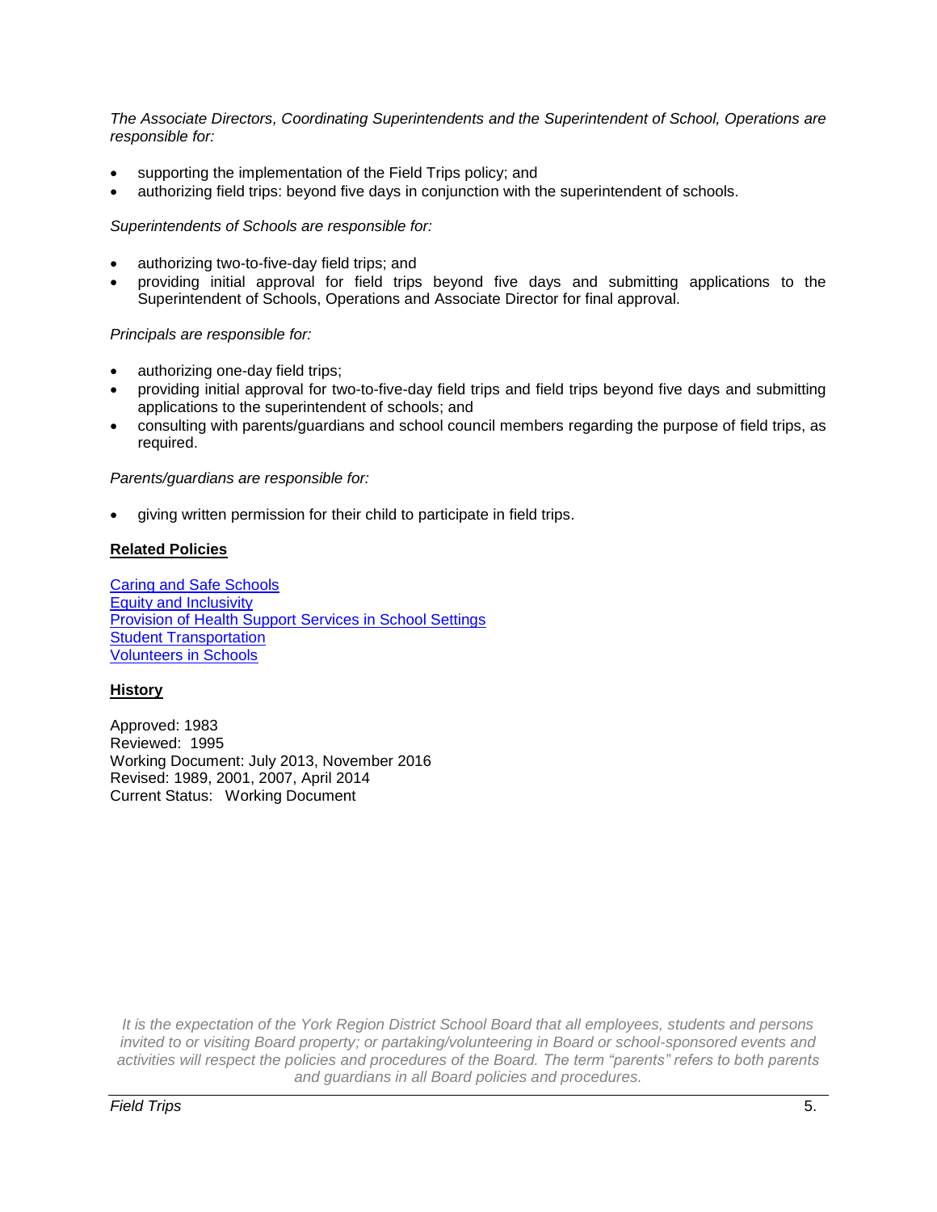*The Associate Directors, Coordinating Superintendents and the Superintendent of School, Operations are responsible for:*

- supporting the implementation of the Field Trips policy; and
- authorizing field trips: beyond five days in conjunction with the superintendent of schools.

*Superintendents of Schools are responsible for:*

- authorizing two-to-five-day field trips; and
- providing initial approval for field trips beyond five days and submitting applications to the Superintendent of Schools, Operations and Associate Director for final approval.

*Principals are responsible for:*

- authorizing one-day field trips;
- providing initial approval for two-to-five-day field trips and field trips beyond five days and submitting applications to the superintendent of schools; and
- consulting with parents/guardians and school council members regarding the purpose of field trips, as required.

*Parents/guardians are responsible for:*

- giving written permission for their child to participate in field trips.

## Related Policies

Caring and Safe Schools
Equity and Inclusivity
Provision of Health Support Services in School Settings
Student Transportation
Volunteers in Schools

## History

Approved: 1983
Reviewed: 1995
Working Document: July 2013, November 2016
Revised: 1989, 2001, 2007, April 2014
Current Status: Working Document

*It is the expectation of the York Region District School Board that all employees, students and persons invited to or visiting Board property; or partaking/volunteering in Board or school-sponsored events and activities will respect the policies and procedures of the Board. The term "parents" refers to both parents and guardians in all Board policies and procedures.*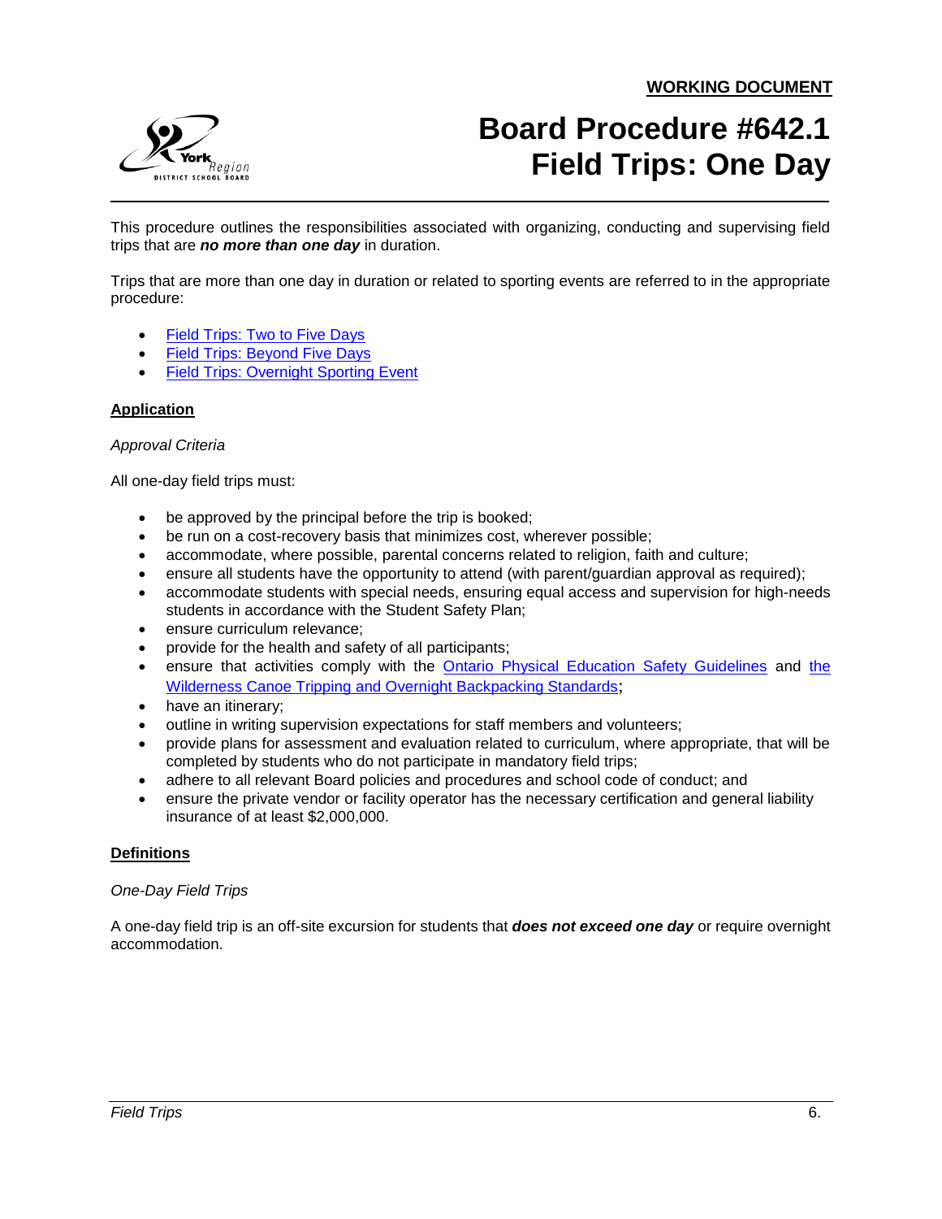**WORKING DOCUMENT**

# Board Procedure #642.1 Field Trips: One Day

This procedure outlines the responsibilities associated with organizing, conducting and supervising field trips that are ***no more than one day*** in duration.

Trips that are more than one day in duration or related to sporting events are referred to in the appropriate procedure:

- Field Trips: Two to Five Days
- Field Trips: Beyond Five Days
- Field Trips: Overnight Sporting Event

## Application

*Approval Criteria*

All one-day field trips must:

- be approved by the principal before the trip is booked;
- be run on a cost-recovery basis that minimizes cost, wherever possible;
- accommodate, where possible, parental concerns related to religion, faith and culture;
- ensure all students have the opportunity to attend (with parent/guardian approval as required);
- accommodate students with special needs, ensuring equal access and supervision for high-needs students in accordance with the Student Safety Plan;
- ensure curriculum relevance;
- provide for the health and safety of all participants;
- ensure that activities comply with the Ontario Physical Education Safety Guidelines and the Wilderness Canoe Tripping and Overnight Backpacking Standards;
- have an itinerary;
- outline in writing supervision expectations for staff members and volunteers;
- provide plans for assessment and evaluation related to curriculum, where appropriate, that will be completed by students who do not participate in mandatory field trips;
- adhere to all relevant Board policies and procedures and school code of conduct; and
- ensure the private vendor or facility operator has the necessary certification and general liability insurance of at least $2,000,000.

## Definitions

*One-Day Field Trips*

A one-day field trip is an off-site excursion for students that ***does not exceed one day*** or require overnight accommodation.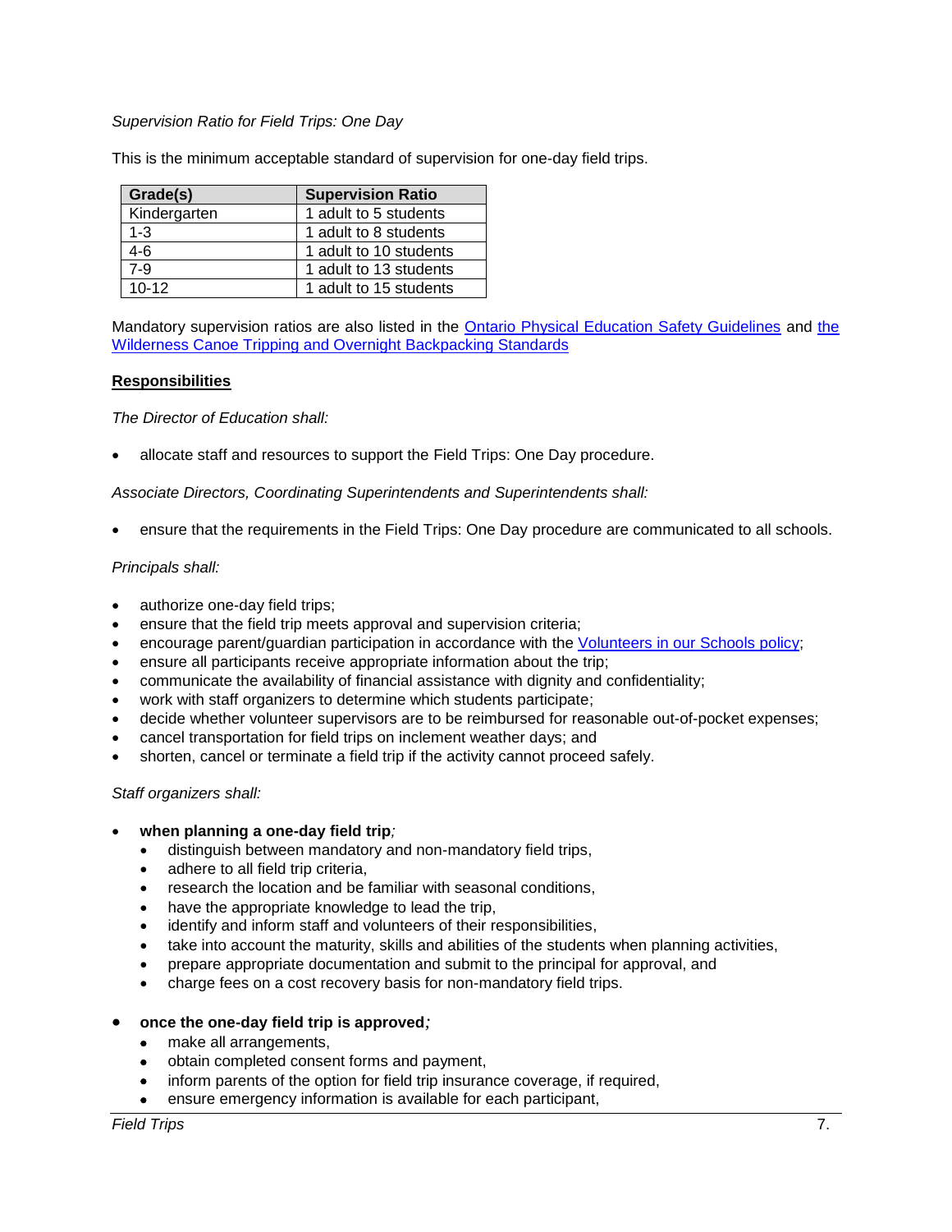*Supervision Ratio for Field Trips: One Day*

This is the minimum acceptable standard of supervision for one-day field trips.

| Grade(s) | Supervision Ratio |
|---|---|
| Kindergarten | 1 adult to 5 students |
| 1-3 | 1 adult to 8 students |
| 4-6 | 1 adult to 10 students |
| 7-9 | 1 adult to 13 students |
| 10-12 | 1 adult to 15 students |

Mandatory supervision ratios are also listed in the Ontario Physical Education Safety Guidelines and the Wilderness Canoe Tripping and Overnight Backpacking Standards

**Responsibilities**

*The Director of Education shall:*

- allocate staff and resources to support the Field Trips: One Day procedure.

*Associate Directors, Coordinating Superintendents and Superintendents shall:*

- ensure that the requirements in the Field Trips: One Day procedure are communicated to all schools.

*Principals shall:*

- authorize one-day field trips;
- ensure that the field trip meets approval and supervision criteria;
- encourage parent/guardian participation in accordance with the Volunteers in our Schools policy;
- ensure all participants receive appropriate information about the trip;
- communicate the availability of financial assistance with dignity and confidentiality;
- work with staff organizers to determine which students participate;
- decide whether volunteer supervisors are to be reimbursed for reasonable out-of-pocket expenses;
- cancel transportation for field trips on inclement weather days; and
- shorten, cancel or terminate a field trip if the activity cannot proceed safely.

*Staff organizers shall:*

- **when planning a one-day field trip***;*
  - distinguish between mandatory and non-mandatory field trips,
  - adhere to all field trip criteria,
  - research the location and be familiar with seasonal conditions,
  - have the appropriate knowledge to lead the trip,
  - identify and inform staff and volunteers of their responsibilities,
  - take into account the maturity, skills and abilities of the students when planning activities,
  - prepare appropriate documentation and submit to the principal for approval, and
  - charge fees on a cost recovery basis for non-mandatory field trips.

- **once the one-day field trip is approved***;*
  - make all arrangements,
  - obtain completed consent forms and payment,
  - inform parents of the option for field trip insurance coverage, if required,
  - ensure emergency information is available for each participant,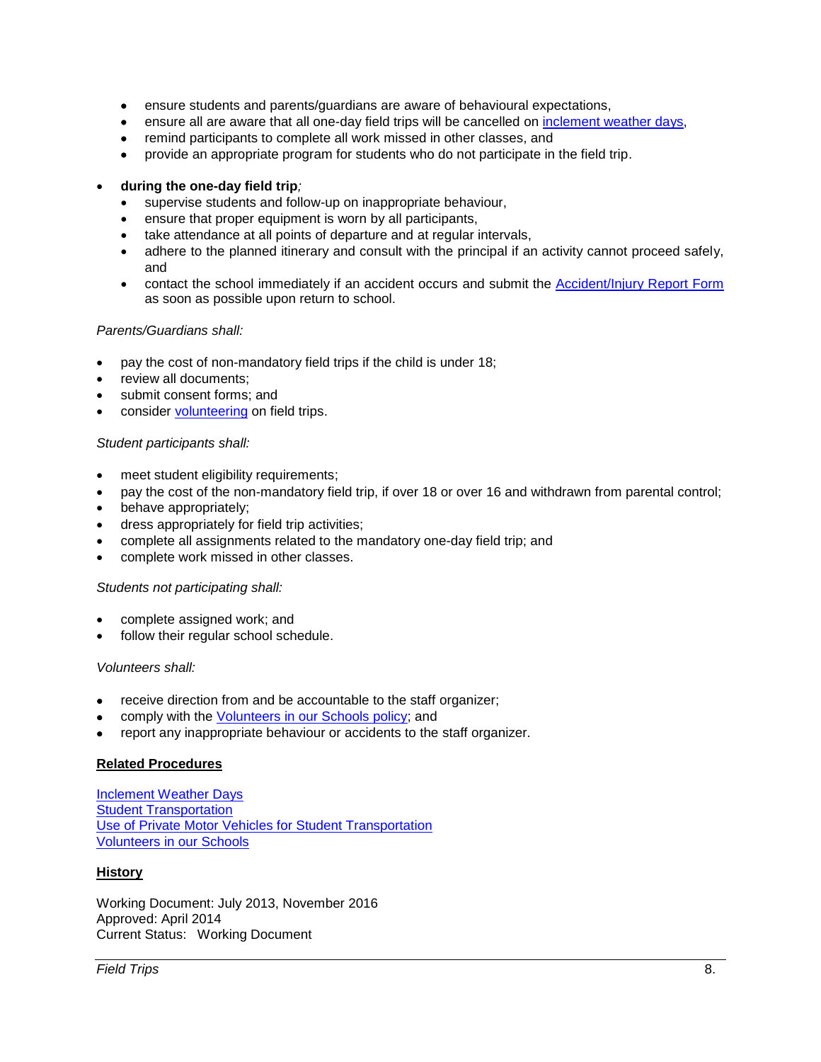- ensure students and parents/guardians are aware of behavioural expectations,
  - ensure all are aware that all one-day field trips will be cancelled on inclement weather days,
  - remind participants to complete all work missed in other classes, and
  - provide an appropriate program for students who do not participate in the field trip.

- **during the one-day field trip**;
  - supervise students and follow-up on inappropriate behaviour,
  - ensure that proper equipment is worn by all participants,
  - take attendance at all points of departure and at regular intervals,
  - adhere to the planned itinerary and consult with the principal if an activity cannot proceed safely, and
  - contact the school immediately if an accident occurs and submit the Accident/Injury Report Form as soon as possible upon return to school.

*Parents/Guardians shall:*

- pay the cost of non-mandatory field trips if the child is under 18;
- review all documents;
- submit consent forms; and
- consider volunteering on field trips.

*Student participants shall:*

- meet student eligibility requirements;
- pay the cost of the non-mandatory field trip, if over 18 or over 16 and withdrawn from parental control;
- behave appropriately;
- dress appropriately for field trip activities;
- complete all assignments related to the mandatory one-day field trip; and
- complete work missed in other classes.

*Students not participating shall:*

- complete assigned work; and
- follow their regular school schedule.

*Volunteers shall:*

- receive direction from and be accountable to the staff organizer;
- comply with the Volunteers in our Schools policy; and
- report any inappropriate behaviour or accidents to the staff organizer.

**Related Procedures**

Inclement Weather Days
Student Transportation
Use of Private Motor Vehicles for Student Transportation
Volunteers in our Schools

**History**

Working Document: July 2013, November 2016
Approved: April 2014
Current Status: Working Document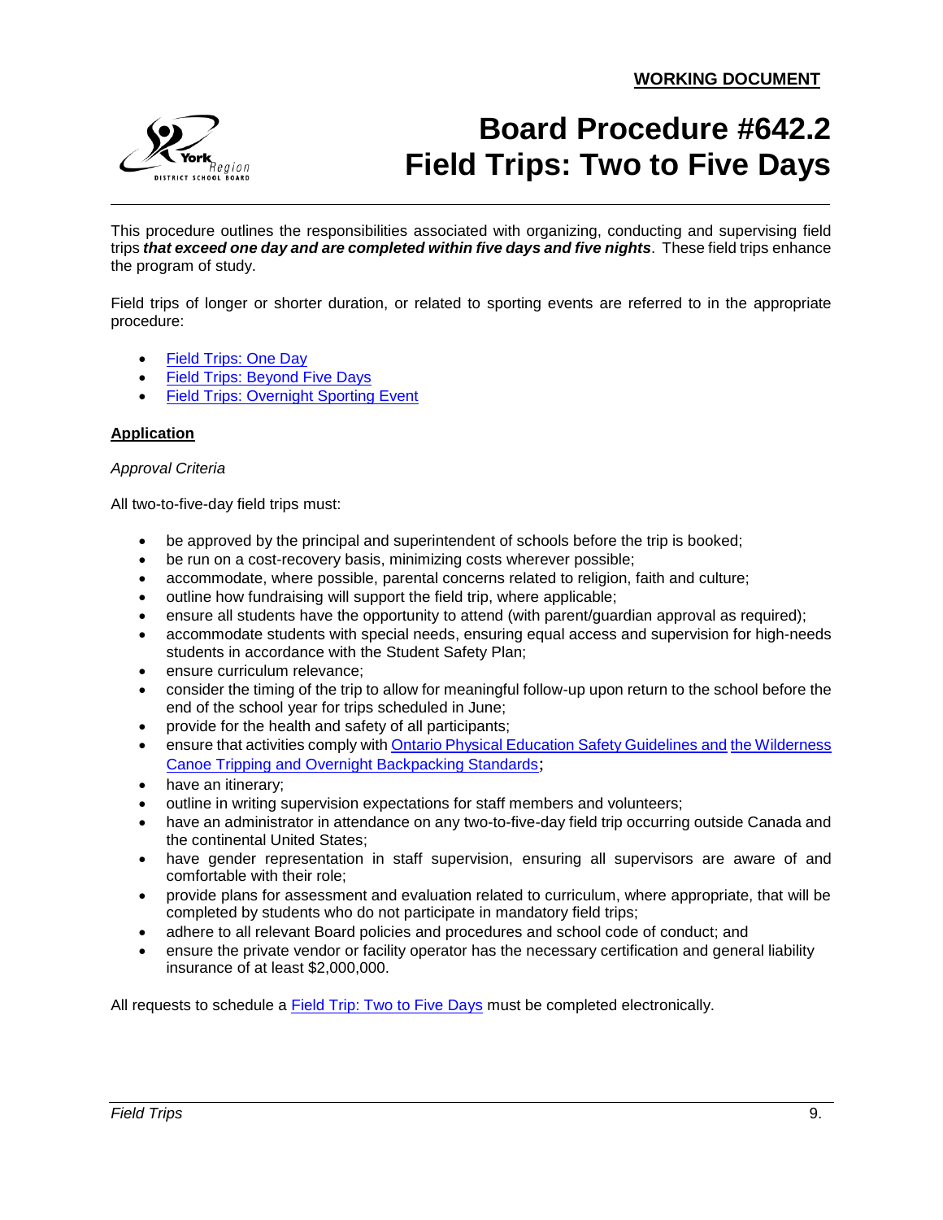**WORKING DOCUMENT**

# Board Procedure #642.2 Field Trips: Two to Five Days

This procedure outlines the responsibilities associated with organizing, conducting and supervising field trips ***that exceed one day and are completed within five days and five nights***. These field trips enhance the program of study.

Field trips of longer or shorter duration, or related to sporting events are referred to in the appropriate procedure:

- Field Trips: One Day
- Field Trips: Beyond Five Days
- Field Trips: Overnight Sporting Event

## Application

*Approval Criteria*

All two-to-five-day field trips must:

- be approved by the principal and superintendent of schools before the trip is booked;
- be run on a cost-recovery basis, minimizing costs wherever possible;
- accommodate, where possible, parental concerns related to religion, faith and culture;
- outline how fundraising will support the field trip, where applicable;
- ensure all students have the opportunity to attend (with parent/guardian approval as required);
- accommodate students with special needs, ensuring equal access and supervision for high-needs students in accordance with the Student Safety Plan;
- ensure curriculum relevance;
- consider the timing of the trip to allow for meaningful follow-up upon return to the school before the end of the school year for trips scheduled in June;
- provide for the health and safety of all participants;
- ensure that activities comply with Ontario Physical Education Safety Guidelines and the Wilderness Canoe Tripping and Overnight Backpacking Standards;
- have an itinerary;
- outline in writing supervision expectations for staff members and volunteers;
- have an administrator in attendance on any two-to-five-day field trip occurring outside Canada and the continental United States;
- have gender representation in staff supervision, ensuring all supervisors are aware of and comfortable with their role;
- provide plans for assessment and evaluation related to curriculum, where appropriate, that will be completed by students who do not participate in mandatory field trips;
- adhere to all relevant Board policies and procedures and school code of conduct; and
- ensure the private vendor or facility operator has the necessary certification and general liability insurance of at least $2,000,000.

All requests to schedule a Field Trip: Two to Five Days must be completed electronically.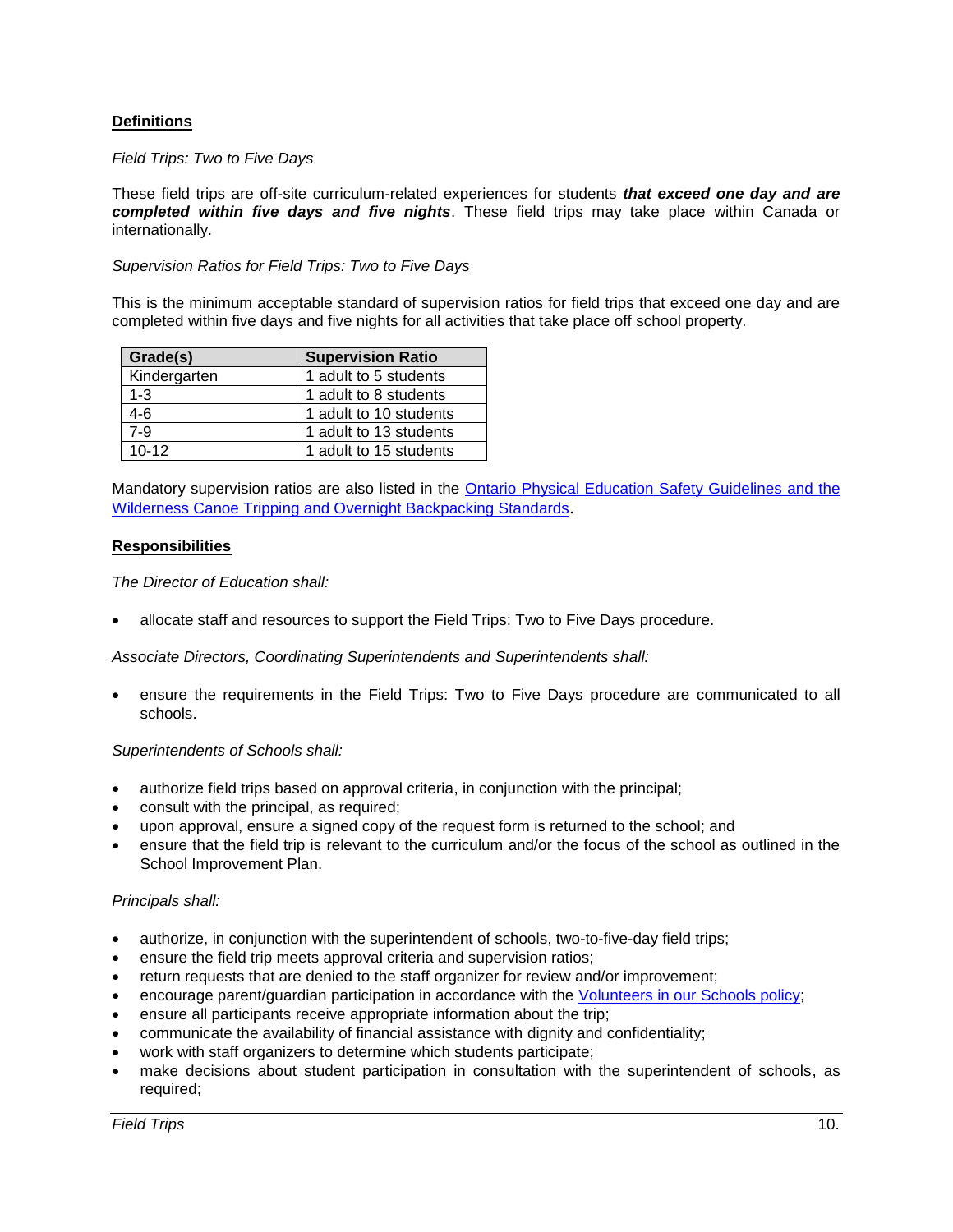## Definitions

*Field Trips: Two to Five Days*

These field trips are off-site curriculum-related experiences for students ***that exceed one day and are completed within five days and five nights***. These field trips may take place within Canada or internationally.

*Supervision Ratios for Field Trips: Two to Five Days*

This is the minimum acceptable standard of supervision ratios for field trips that exceed one day and are completed within five days and five nights for all activities that take place off school property.

| Grade(s) | Supervision Ratio |
|---|---|
| Kindergarten | 1 adult to 5 students |
| 1-3 | 1 adult to 8 students |
| 4-6 | 1 adult to 10 students |
| 7-9 | 1 adult to 13 students |
| 10-12 | 1 adult to 15 students |

Mandatory supervision ratios are also listed in the [Ontario Physical Education Safety Guidelines and the Wilderness Canoe Tripping and Overnight Backpacking Standards].

## Responsibilities

*The Director of Education shall:*

- allocate staff and resources to support the Field Trips: Two to Five Days procedure.

*Associate Directors, Coordinating Superintendents and Superintendents shall:*

- ensure the requirements in the Field Trips: Two to Five Days procedure are communicated to all schools.

*Superintendents of Schools shall:*

- authorize field trips based on approval criteria, in conjunction with the principal;
- consult with the principal, as required;
- upon approval, ensure a signed copy of the request form is returned to the school; and
- ensure that the field trip is relevant to the curriculum and/or the focus of the school as outlined in the School Improvement Plan.

*Principals shall:*

- authorize, in conjunction with the superintendent of schools, two-to-five-day field trips;
- ensure the field trip meets approval criteria and supervision ratios;
- return requests that are denied to the staff organizer for review and/or improvement;
- encourage parent/guardian participation in accordance with the [Volunteers in our Schools policy];
- ensure all participants receive appropriate information about the trip;
- communicate the availability of financial assistance with dignity and confidentiality;
- work with staff organizers to determine which students participate;
- make decisions about student participation in consultation with the superintendent of schools, as required;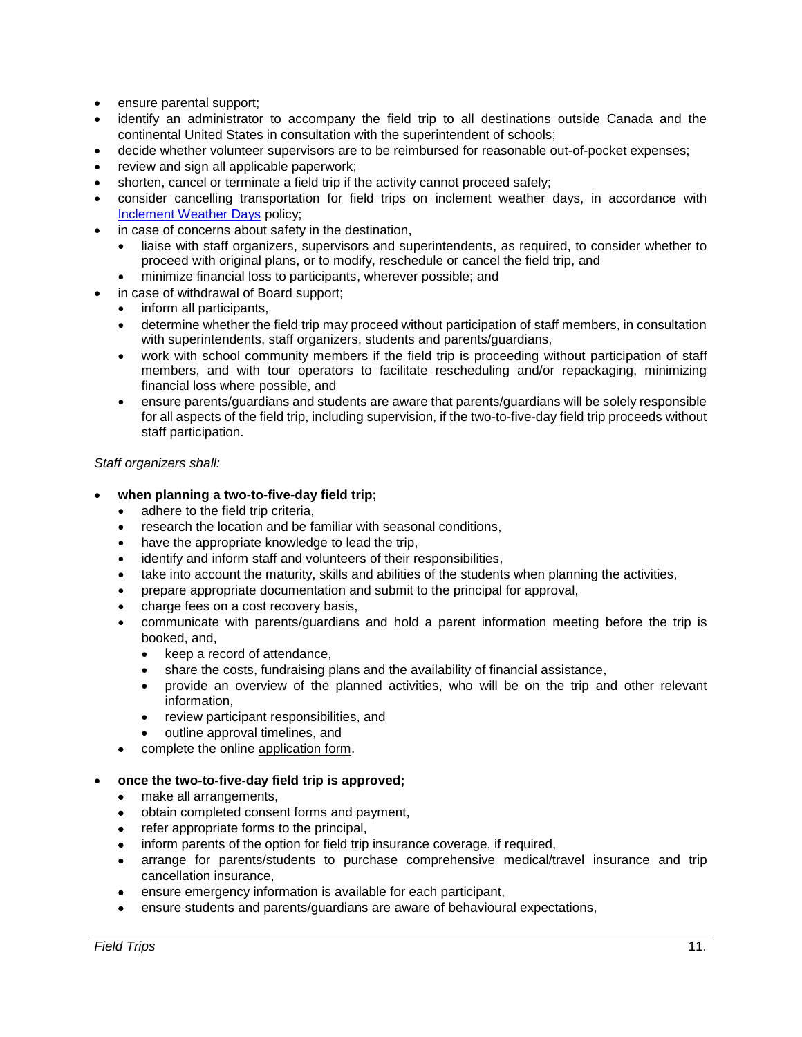- ensure parental support;
- identify an administrator to accompany the field trip to all destinations outside Canada and the continental United States in consultation with the superintendent of schools;
- decide whether volunteer supervisors are to be reimbursed for reasonable out-of-pocket expenses;
- review and sign all applicable paperwork;
- shorten, cancel or terminate a field trip if the activity cannot proceed safely;
- consider cancelling transportation for field trips on inclement weather days, in accordance with Inclement Weather Days policy;
- in case of concerns about safety in the destination,
  - liaise with staff organizers, supervisors and superintendents, as required, to consider whether to proceed with original plans, or to modify, reschedule or cancel the field trip, and
  - minimize financial loss to participants, wherever possible; and
- in case of withdrawal of Board support;
  - inform all participants,
  - determine whether the field trip may proceed without participation of staff members, in consultation with superintendents, staff organizers, students and parents/guardians,
  - work with school community members if the field trip is proceeding without participation of staff members, and with tour operators to facilitate rescheduling and/or repackaging, minimizing financial loss where possible, and
  - ensure parents/guardians and students are aware that parents/guardians will be solely responsible for all aspects of the field trip, including supervision, if the two-to-five-day field trip proceeds without staff participation.

*Staff organizers shall:*

- **when planning a two-to-five-day field trip;**
  - adhere to the field trip criteria,
  - research the location and be familiar with seasonal conditions,
  - have the appropriate knowledge to lead the trip,
  - identify and inform staff and volunteers of their responsibilities,
  - take into account the maturity, skills and abilities of the students when planning the activities,
  - prepare appropriate documentation and submit to the principal for approval,
  - charge fees on a cost recovery basis,
  - communicate with parents/guardians and hold a parent information meeting before the trip is booked, and,
    - keep a record of attendance,
    - share the costs, fundraising plans and the availability of financial assistance,
    - provide an overview of the planned activities, who will be on the trip and other relevant information,
    - review participant responsibilities, and
    - outline approval timelines, and
  - complete the online application form.

- **once the two-to-five-day field trip is approved;**
  - make all arrangements,
  - obtain completed consent forms and payment,
  - refer appropriate forms to the principal,
  - inform parents of the option for field trip insurance coverage, if required,
  - arrange for parents/students to purchase comprehensive medical/travel insurance and trip cancellation insurance,
  - ensure emergency information is available for each participant,
  - ensure students and parents/guardians are aware of behavioural expectations,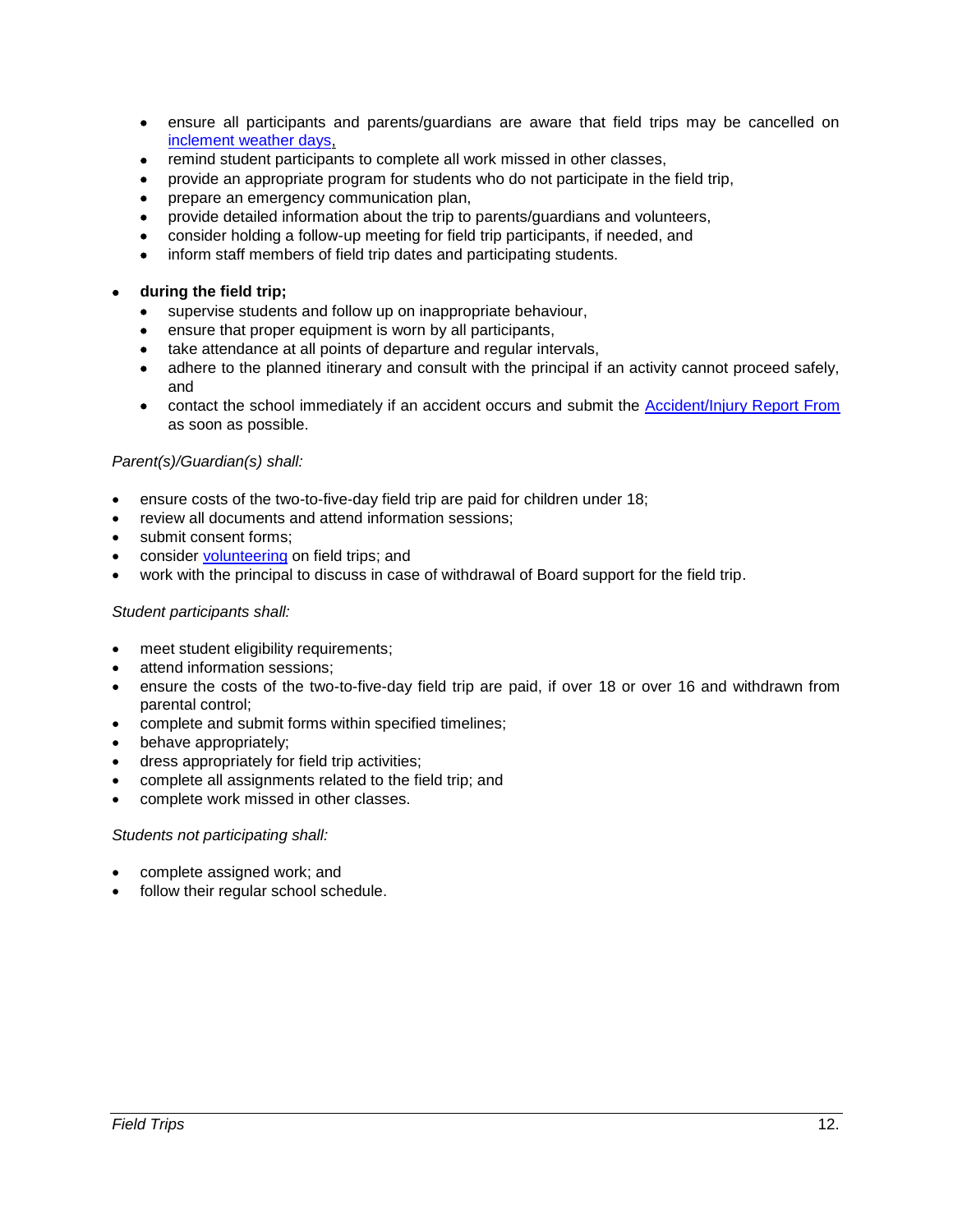- ensure all participants and parents/guardians are aware that field trips may be cancelled on [inclement weather days](),
  - remind student participants to complete all work missed in other classes,
  - provide an appropriate program for students who do not participate in the field trip,
  - prepare an emergency communication plan,
  - provide detailed information about the trip to parents/guardians and volunteers,
  - consider holding a follow-up meeting for field trip participants, if needed, and
  - inform staff members of field trip dates and participating students.

- **during the field trip;**
  - supervise students and follow up on inappropriate behaviour,
  - ensure that proper equipment is worn by all participants,
  - take attendance at all points of departure and regular intervals,
  - adhere to the planned itinerary and consult with the principal if an activity cannot proceed safely, and
  - contact the school immediately if an accident occurs and submit the Accident/Injury Report From as soon as possible.

*Parent(s)/Guardian(s) shall:*

- ensure costs of the two-to-five-day field trip are paid for children under 18;
- review all documents and attend information sessions;
- submit consent forms;
- consider volunteering on field trips; and
- work with the principal to discuss in case of withdrawal of Board support for the field trip.

*Student participants shall:*

- meet student eligibility requirements;
- attend information sessions;
- ensure the costs of the two-to-five-day field trip are paid, if over 18 or over 16 and withdrawn from parental control;
- complete and submit forms within specified timelines;
- behave appropriately;
- dress appropriately for field trip activities;
- complete all assignments related to the field trip; and
- complete work missed in other classes.

*Students not participating shall:*

- complete assigned work; and
- follow their regular school schedule.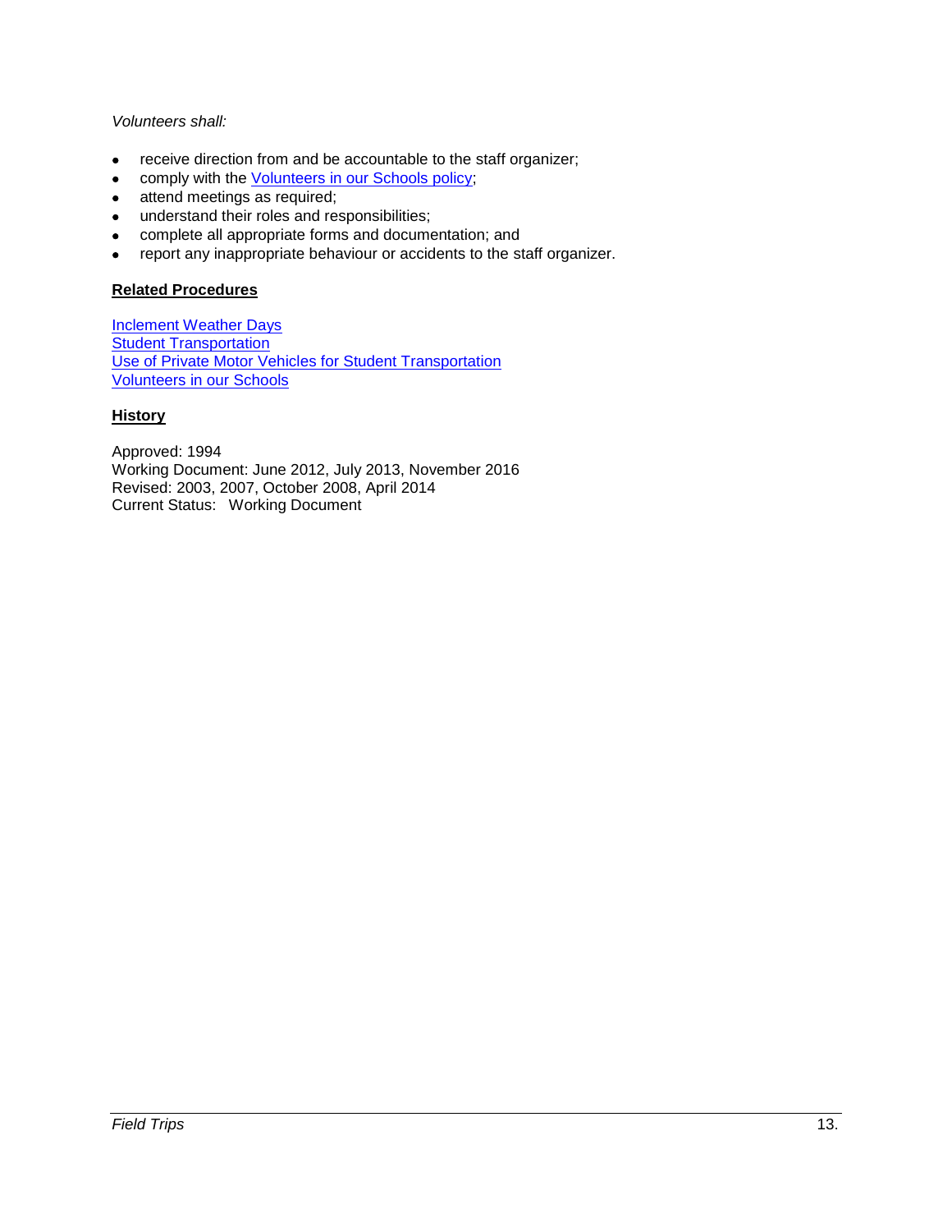*Volunteers shall:*

- receive direction from and be accountable to the staff organizer;
- comply with the Volunteers in our Schools policy;
- attend meetings as required;
- understand their roles and responsibilities;
- complete all appropriate forms and documentation; and
- report any inappropriate behaviour or accidents to the staff organizer.

**Related Procedures**

Inclement Weather Days
Student Transportation
Use of Private Motor Vehicles for Student Transportation
Volunteers in our Schools

**History**

Approved: 1994
Working Document: June 2012, July 2013, November 2016
Revised: 2003, 2007, October 2008, April 2014
Current Status: Working Document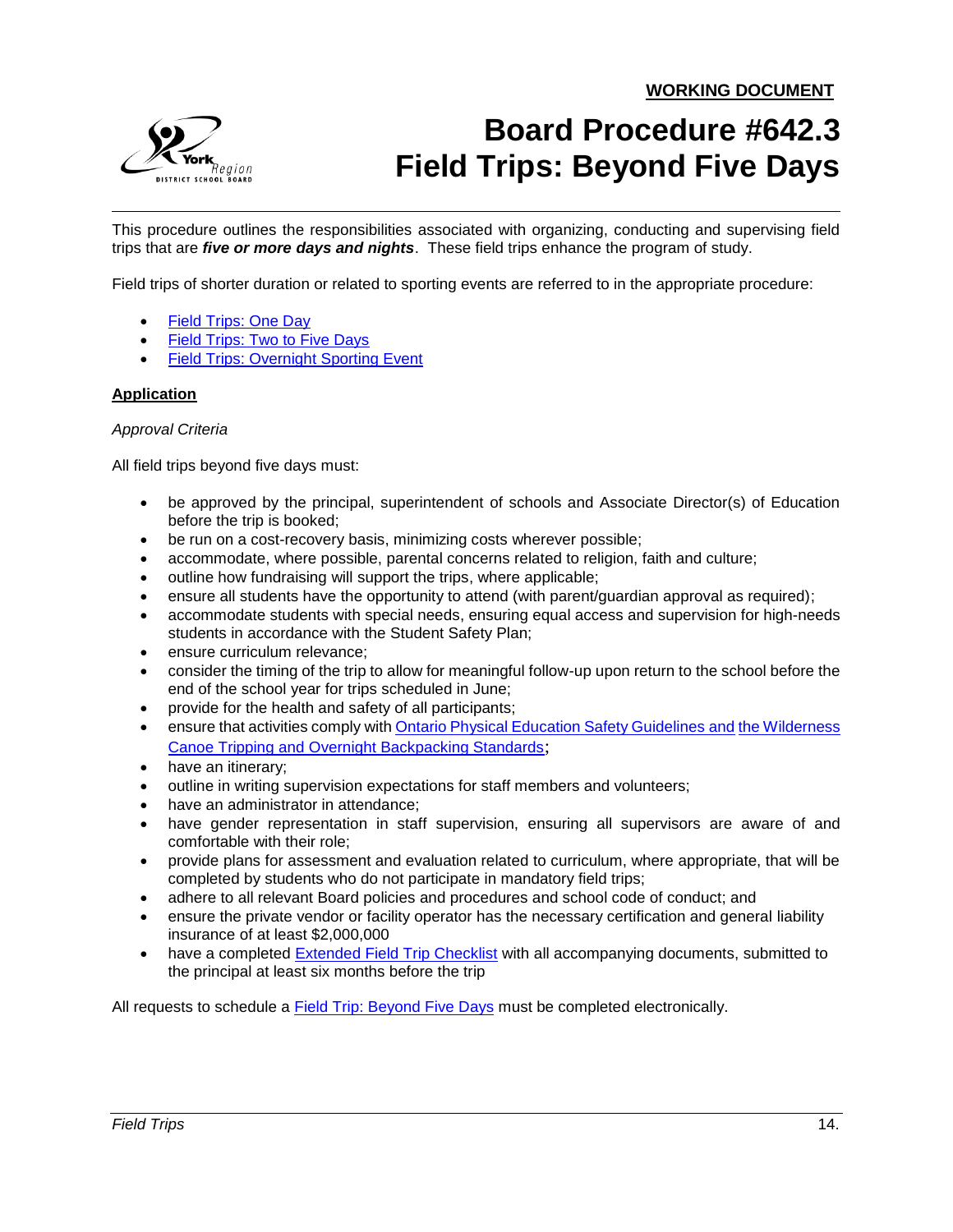**WORKING DOCUMENT**

# Board Procedure #642.3 Field Trips: Beyond Five Days

This procedure outlines the responsibilities associated with organizing, conducting and supervising field trips that are ***five or more days and nights***. These field trips enhance the program of study.

Field trips of shorter duration or related to sporting events are referred to in the appropriate procedure:

- Field Trips: One Day
- Field Trips: Two to Five Days
- Field Trips: Overnight Sporting Event

**Application**

*Approval Criteria*

All field trips beyond five days must:

- be approved by the principal, superintendent of schools and Associate Director(s) of Education before the trip is booked;
- be run on a cost-recovery basis, minimizing costs wherever possible;
- accommodate, where possible, parental concerns related to religion, faith and culture;
- outline how fundraising will support the trips, where applicable;
- ensure all students have the opportunity to attend (with parent/guardian approval as required);
- accommodate students with special needs, ensuring equal access and supervision for high-needs students in accordance with the Student Safety Plan;
- ensure curriculum relevance;
- consider the timing of the trip to allow for meaningful follow-up upon return to the school before the end of the school year for trips scheduled in June;
- provide for the health and safety of all participants;
- ensure that activities comply with Ontario Physical Education Safety Guidelines and the Wilderness Canoe Tripping and Overnight Backpacking Standards;
- have an itinerary;
- outline in writing supervision expectations for staff members and volunteers;
- have an administrator in attendance;
- have gender representation in staff supervision, ensuring all supervisors are aware of and comfortable with their role;
- provide plans for assessment and evaluation related to curriculum, where appropriate, that will be completed by students who do not participate in mandatory field trips;
- adhere to all relevant Board policies and procedures and school code of conduct; and
- ensure the private vendor or facility operator has the necessary certification and general liability insurance of at least $2,000,000
- have a completed Extended Field Trip Checklist with all accompanying documents, submitted to the principal at least six months before the trip

All requests to schedule a Field Trip: Beyond Five Days must be completed electronically.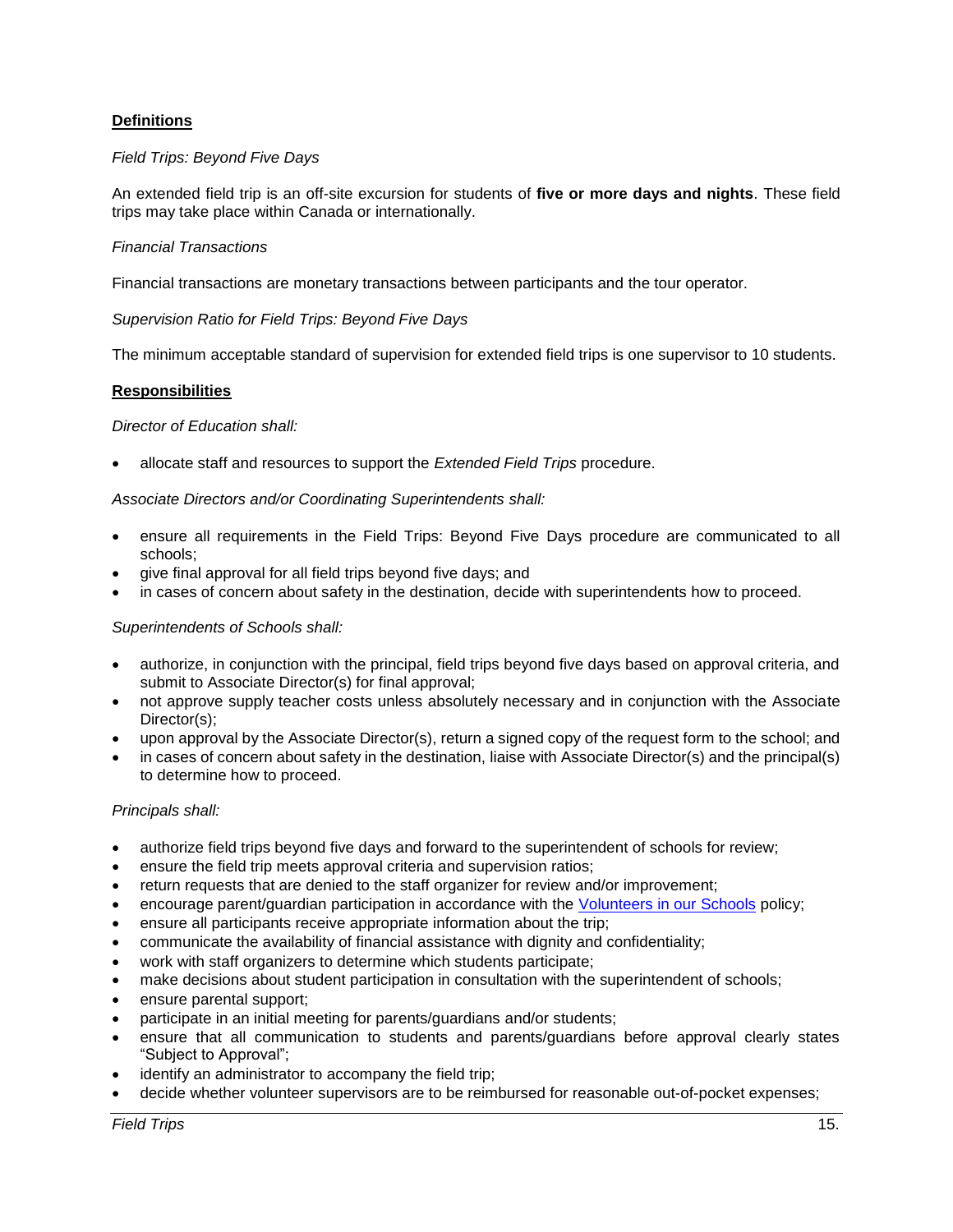## Definitions

*Field Trips: Beyond Five Days*

An extended field trip is an off-site excursion for students of **five or more days and nights**. These field trips may take place within Canada or internationally.

*Financial Transactions*

Financial transactions are monetary transactions between participants and the tour operator.

*Supervision Ratio for Field Trips: Beyond Five Days*

The minimum acceptable standard of supervision for extended field trips is one supervisor to 10 students.

## Responsibilities

*Director of Education shall:*

- allocate staff and resources to support the *Extended Field Trips* procedure.

*Associate Directors and/or Coordinating Superintendents shall:*

- ensure all requirements in the Field Trips: Beyond Five Days procedure are communicated to all schools;
- give final approval for all field trips beyond five days; and
- in cases of concern about safety in the destination, decide with superintendents how to proceed.

*Superintendents of Schools shall:*

- authorize, in conjunction with the principal, field trips beyond five days based on approval criteria, and submit to Associate Director(s) for final approval;
- not approve supply teacher costs unless absolutely necessary and in conjunction with the Associate Director(s);
- upon approval by the Associate Director(s), return a signed copy of the request form to the school; and
- in cases of concern about safety in the destination, liaise with Associate Director(s) and the principal(s) to determine how to proceed.

*Principals shall:*

- authorize field trips beyond five days and forward to the superintendent of schools for review;
- ensure the field trip meets approval criteria and supervision ratios;
- return requests that are denied to the staff organizer for review and/or improvement;
- encourage parent/guardian participation in accordance with the Volunteers in our Schools policy;
- ensure all participants receive appropriate information about the trip;
- communicate the availability of financial assistance with dignity and confidentiality;
- work with staff organizers to determine which students participate;
- make decisions about student participation in consultation with the superintendent of schools;
- ensure parental support;
- participate in an initial meeting for parents/guardians and/or students;
- ensure that all communication to students and parents/guardians before approval clearly states "Subject to Approval";
- identify an administrator to accompany the field trip;
- decide whether volunteer supervisors are to be reimbursed for reasonable out-of-pocket expenses;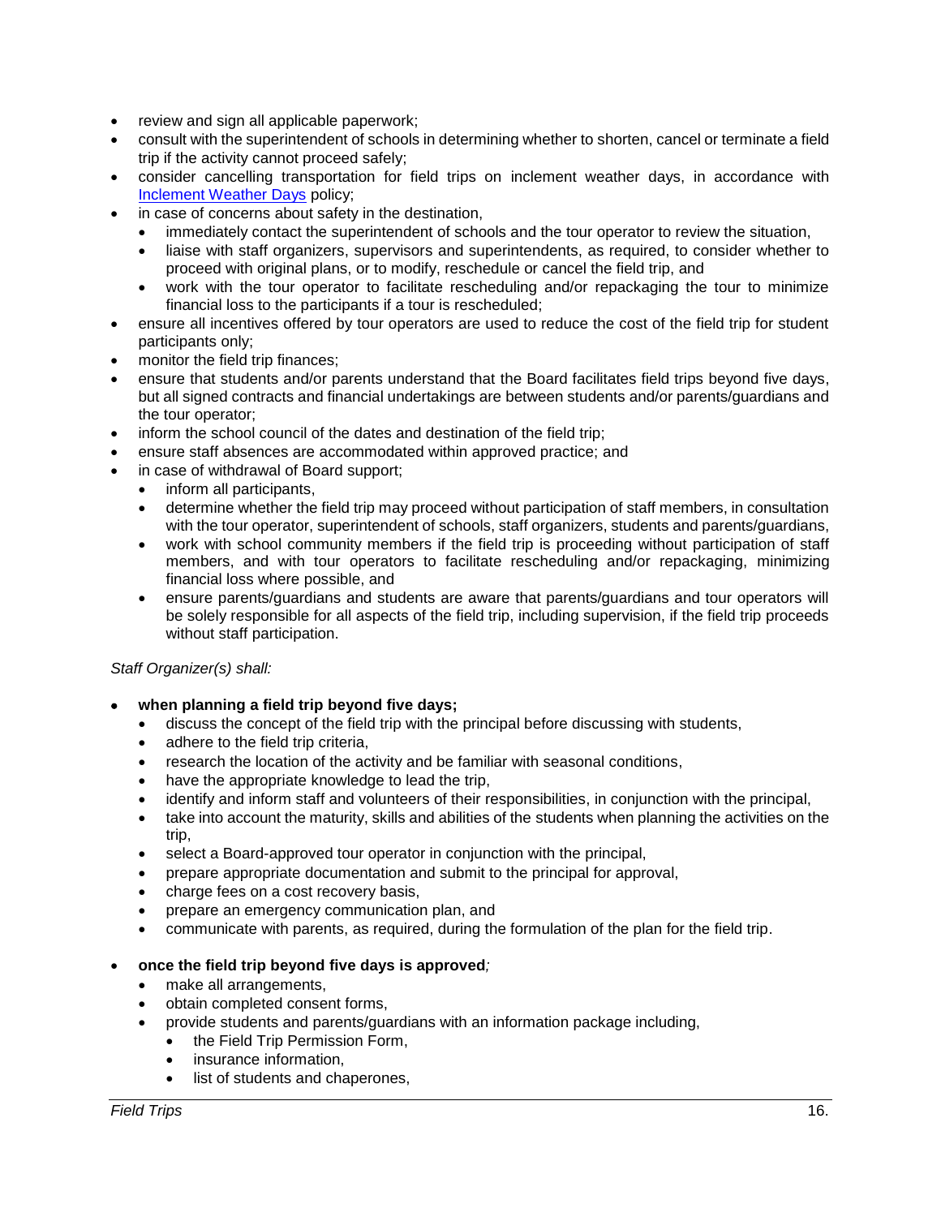- review and sign all applicable paperwork;
- consult with the superintendent of schools in determining whether to shorten, cancel or terminate a field trip if the activity cannot proceed safely;
- consider cancelling transportation for field trips on inclement weather days, in accordance with Inclement Weather Days policy;
- in case of concerns about safety in the destination,
  - immediately contact the superintendent of schools and the tour operator to review the situation,
  - liaise with staff organizers, supervisors and superintendents, as required, to consider whether to proceed with original plans, or to modify, reschedule or cancel the field trip, and
  - work with the tour operator to facilitate rescheduling and/or repackaging the tour to minimize financial loss to the participants if a tour is rescheduled;
- ensure all incentives offered by tour operators are used to reduce the cost of the field trip for student participants only;
- monitor the field trip finances;
- ensure that students and/or parents understand that the Board facilitates field trips beyond five days, but all signed contracts and financial undertakings are between students and/or parents/guardians and the tour operator;
- inform the school council of the dates and destination of the field trip;
- ensure staff absences are accommodated within approved practice; and
- in case of withdrawal of Board support;
  - inform all participants,
  - determine whether the field trip may proceed without participation of staff members, in consultation with the tour operator, superintendent of schools, staff organizers, students and parents/guardians,
  - work with school community members if the field trip is proceeding without participation of staff members, and with tour operators to facilitate rescheduling and/or repackaging, minimizing financial loss where possible, and
  - ensure parents/guardians and students are aware that parents/guardians and tour operators will be solely responsible for all aspects of the field trip, including supervision, if the field trip proceeds without staff participation.

*Staff Organizer(s) shall:*

- **when planning a field trip beyond five days;**
  - discuss the concept of the field trip with the principal before discussing with students,
  - adhere to the field trip criteria,
  - research the location of the activity and be familiar with seasonal conditions,
  - have the appropriate knowledge to lead the trip,
  - identify and inform staff and volunteers of their responsibilities, in conjunction with the principal,
  - take into account the maturity, skills and abilities of the students when planning the activities on the trip,
  - select a Board-approved tour operator in conjunction with the principal,
  - prepare appropriate documentation and submit to the principal for approval,
  - charge fees on a cost recovery basis,
  - prepare an emergency communication plan, and
  - communicate with parents, as required, during the formulation of the plan for the field trip.

- **once the field trip beyond five days is approved***;*
  - make all arrangements,
  - obtain completed consent forms,
  - provide students and parents/guardians with an information package including,
    - the Field Trip Permission Form,
    - insurance information,
    - list of students and chaperones,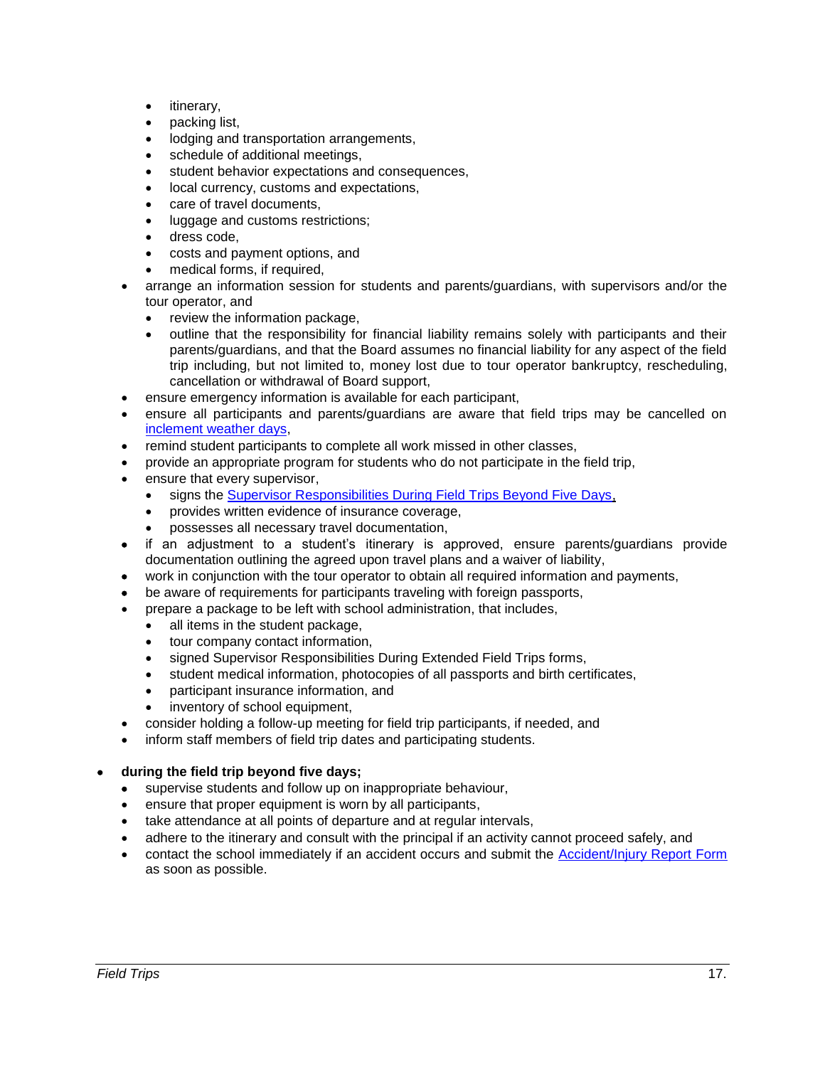- itinerary,
    - packing list,
    - lodging and transportation arrangements,
    - schedule of additional meetings,
    - student behavior expectations and consequences,
    - local currency, customs and expectations,
    - care of travel documents,
    - luggage and customs restrictions;
    - dress code,
    - costs and payment options, and
    - medical forms, if required,
  - arrange an information session for students and parents/guardians, with supervisors and/or the tour operator, and
    - review the information package,
    - outline that the responsibility for financial liability remains solely with participants and their parents/guardians, and that the Board assumes no financial liability for any aspect of the field trip including, but not limited to, money lost due to tour operator bankruptcy, rescheduling, cancellation or withdrawal of Board support,
  - ensure emergency information is available for each participant,
  - ensure all participants and parents/guardians are aware that field trips may be cancelled on [inclement weather days](),
  - remind student participants to complete all work missed in other classes,
  - provide an appropriate program for students who do not participate in the field trip,
  - ensure that every supervisor,
    - signs the [Supervisor Responsibilities During Field Trips Beyond Five Days](),
    - provides written evidence of insurance coverage,
    - possesses all necessary travel documentation,
  - if an adjustment to a student's itinerary is approved, ensure parents/guardians provide documentation outlining the agreed upon travel plans and a waiver of liability,
  - work in conjunction with the tour operator to obtain all required information and payments,
  - be aware of requirements for participants traveling with foreign passports,
  - prepare a package to be left with school administration, that includes,
    - all items in the student package,
    - tour company contact information,
    - signed Supervisor Responsibilities During Extended Field Trips forms,
    - student medical information, photocopies of all passports and birth certificates,
    - participant insurance information, and
    - inventory of school equipment,
  - consider holding a follow-up meeting for field trip participants, if needed, and
  - inform staff members of field trip dates and participating students.

- **during the field trip beyond five days;**
  - supervise students and follow up on inappropriate behaviour,
  - ensure that proper equipment is worn by all participants,
  - take attendance at all points of departure and at regular intervals,
  - adhere to the itinerary and consult with the principal if an activity cannot proceed safely, and
  - contact the school immediately if an accident occurs and submit the [Accident/Injury Report Form]() as soon as possible.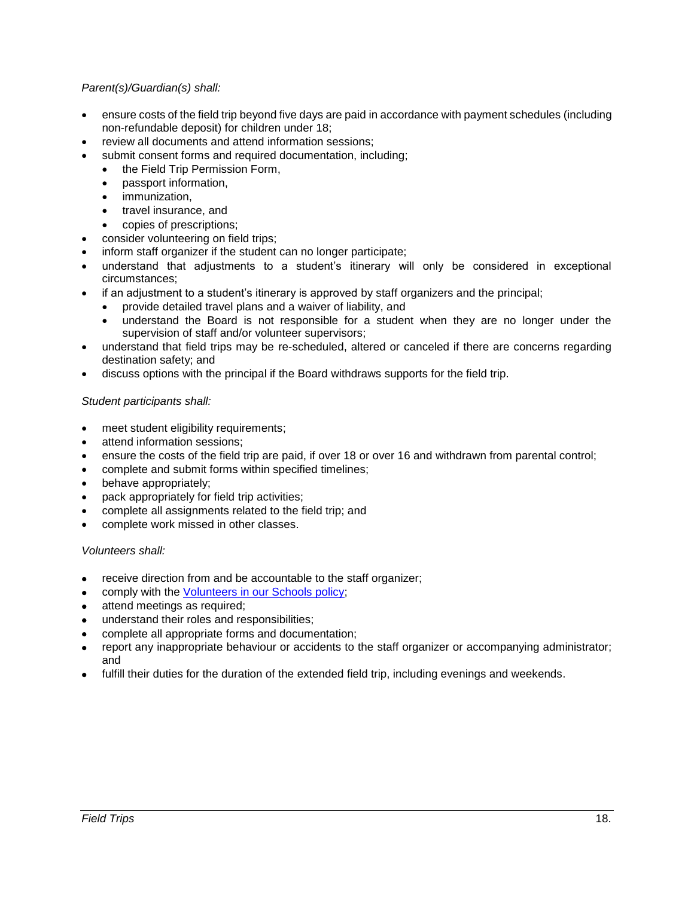*Parent(s)/Guardian(s) shall:*

- ensure costs of the field trip beyond five days are paid in accordance with payment schedules (including non-refundable deposit) for children under 18;
- review all documents and attend information sessions;
- submit consent forms and required documentation, including;
  - the Field Trip Permission Form,
  - passport information,
  - immunization,
  - travel insurance, and
  - copies of prescriptions;
- consider volunteering on field trips;
- inform staff organizer if the student can no longer participate;
- understand that adjustments to a student's itinerary will only be considered in exceptional circumstances;
- if an adjustment to a student's itinerary is approved by staff organizers and the principal;
  - provide detailed travel plans and a waiver of liability, and
  - understand the Board is not responsible for a student when they are no longer under the supervision of staff and/or volunteer supervisors;
- understand that field trips may be re-scheduled, altered or canceled if there are concerns regarding destination safety; and
- discuss options with the principal if the Board withdraws supports for the field trip.

*Student participants shall:*

- meet student eligibility requirements;
- attend information sessions;
- ensure the costs of the field trip are paid, if over 18 or over 16 and withdrawn from parental control;
- complete and submit forms within specified timelines;
- behave appropriately;
- pack appropriately for field trip activities;
- complete all assignments related to the field trip; and
- complete work missed in other classes.

*Volunteers shall:*

- receive direction from and be accountable to the staff organizer;
- comply with the [Volunteers in our Schools policy](#);
- attend meetings as required;
- understand their roles and responsibilities;
- complete all appropriate forms and documentation;
- report any inappropriate behaviour or accidents to the staff organizer or accompanying administrator; and
- fulfill their duties for the duration of the extended field trip, including evenings and weekends.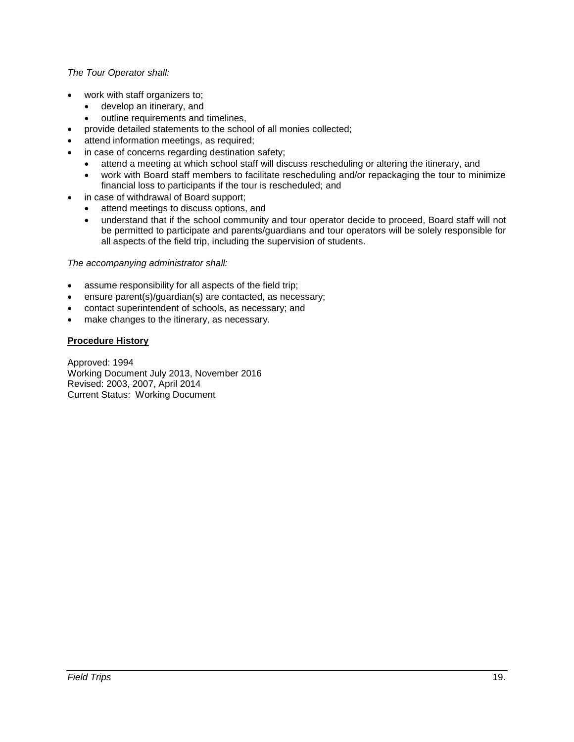*The Tour Operator shall:*

- work with staff organizers to;
  - develop an itinerary, and
  - outline requirements and timelines,
- provide detailed statements to the school of all monies collected;
- attend information meetings, as required;
- in case of concerns regarding destination safety;
  - attend a meeting at which school staff will discuss rescheduling or altering the itinerary, and
  - work with Board staff members to facilitate rescheduling and/or repackaging the tour to minimize financial loss to participants if the tour is rescheduled; and
- in case of withdrawal of Board support;
  - attend meetings to discuss options, and
  - understand that if the school community and tour operator decide to proceed, Board staff will not be permitted to participate and parents/guardians and tour operators will be solely responsible for all aspects of the field trip, including the supervision of students.

*The accompanying administrator shall:*

- assume responsibility for all aspects of the field trip;
- ensure parent(s)/guardian(s) are contacted, as necessary;
- contact superintendent of schools, as necessary; and
- make changes to the itinerary, as necessary.

**<u>Procedure History</u>**

Approved: 1994
Working Document July 2013, November 2016
Revised: 2003, 2007, April 2014
Current Status: Working Document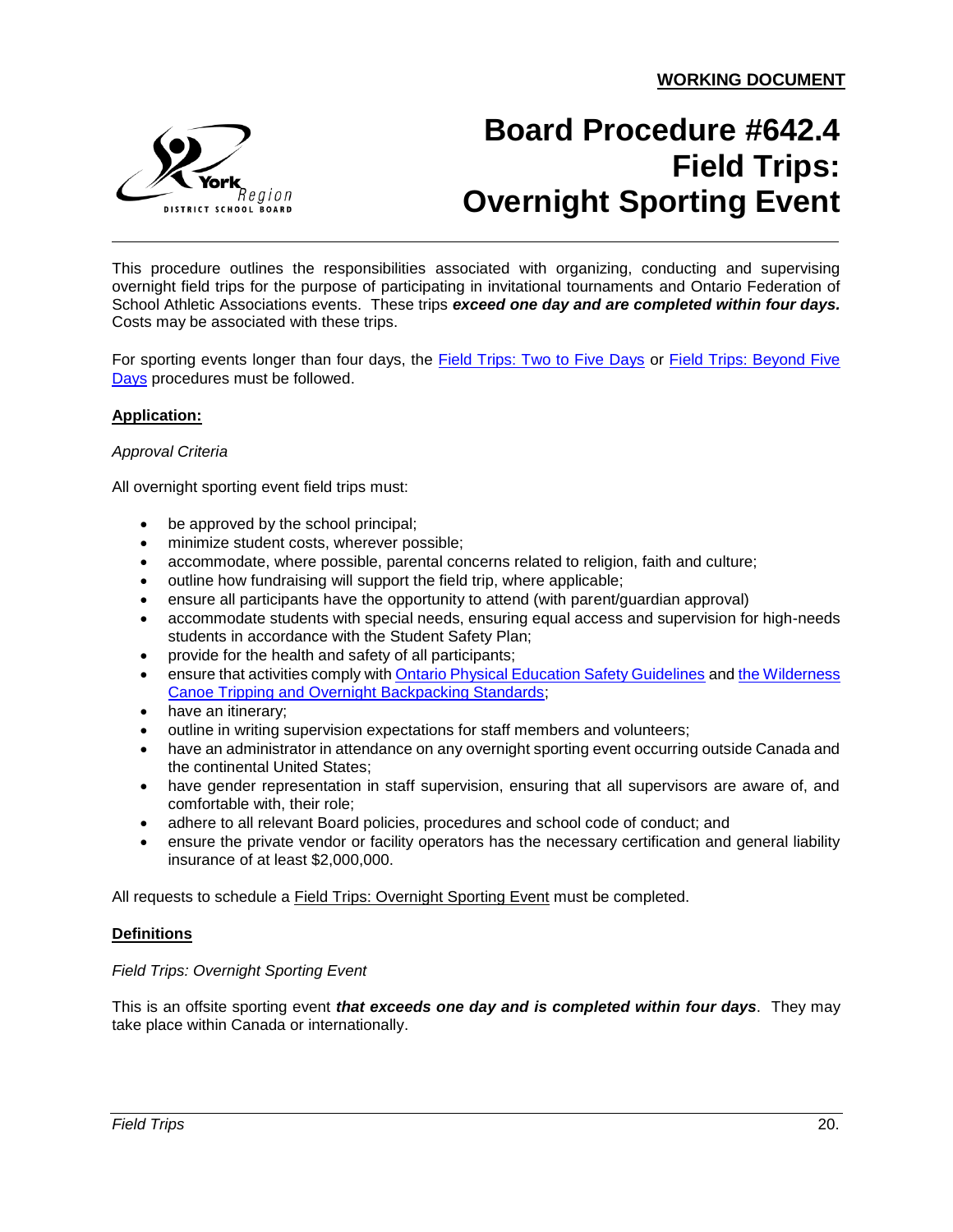**WORKING DOCUMENT**

# Board Procedure #642.4 Field Trips: Overnight Sporting Event

This procedure outlines the responsibilities associated with organizing, conducting and supervising overnight field trips for the purpose of participating in invitational tournaments and Ontario Federation of School Athletic Associations events. These trips ***exceed one day and are completed within four days.*** Costs may be associated with these trips.

For sporting events longer than four days, the Field Trips: Two to Five Days or Field Trips: Beyond Five Days procedures must be followed.

**Application:**

*Approval Criteria*

All overnight sporting event field trips must:

- be approved by the school principal;
- minimize student costs, wherever possible;
- accommodate, where possible, parental concerns related to religion, faith and culture;
- outline how fundraising will support the field trip, where applicable;
- ensure all participants have the opportunity to attend (with parent/guardian approval)
- accommodate students with special needs, ensuring equal access and supervision for high-needs students in accordance with the Student Safety Plan;
- provide for the health and safety of all participants;
- ensure that activities comply with Ontario Physical Education Safety Guidelines and the Wilderness Canoe Tripping and Overnight Backpacking Standards;
- have an itinerary;
- outline in writing supervision expectations for staff members and volunteers;
- have an administrator in attendance on any overnight sporting event occurring outside Canada and the continental United States;
- have gender representation in staff supervision, ensuring that all supervisors are aware of, and comfortable with, their role;
- adhere to all relevant Board policies, procedures and school code of conduct; and
- ensure the private vendor or facility operators has the necessary certification and general liability insurance of at least $2,000,000.

All requests to schedule a Field Trips: Overnight Sporting Event must be completed.

**Definitions**

*Field Trips: Overnight Sporting Event*

This is an offsite sporting event ***that exceeds one day and is completed within four days***. They may take place within Canada or internationally.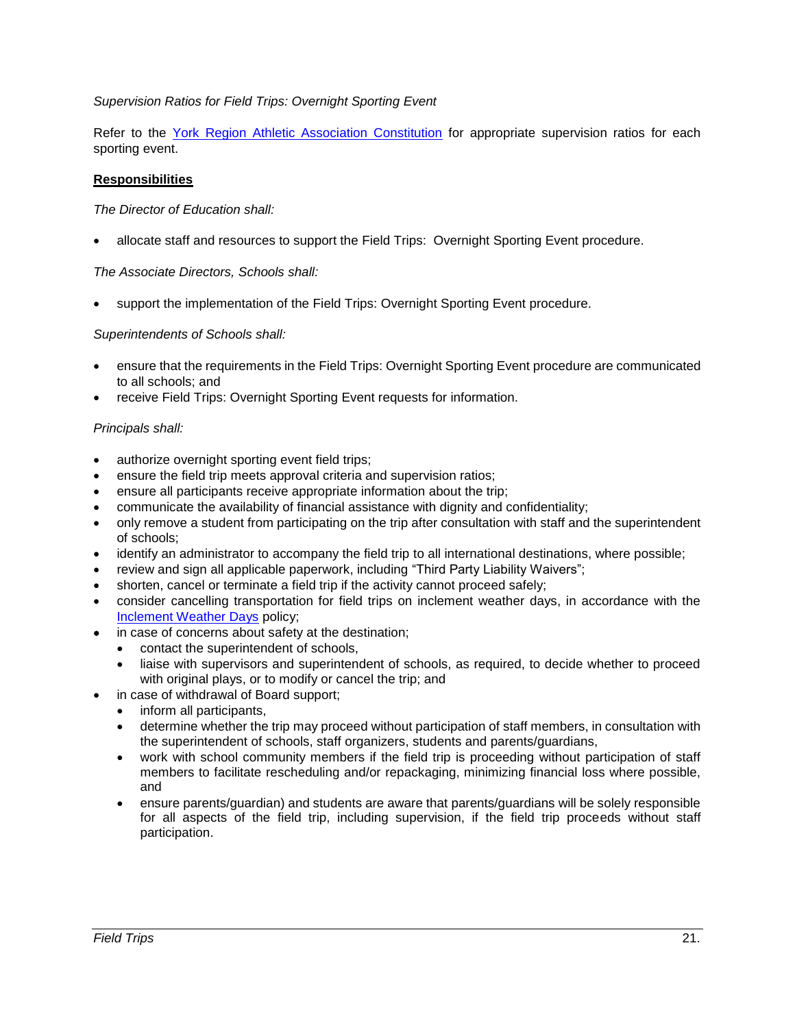*Supervision Ratios for Field Trips: Overnight Sporting Event*

Refer to the York Region Athletic Association Constitution for appropriate supervision ratios for each sporting event.

**Responsibilities**

*The Director of Education shall:*

- allocate staff and resources to support the Field Trips: Overnight Sporting Event procedure.

*The Associate Directors, Schools shall:*

- support the implementation of the Field Trips: Overnight Sporting Event procedure.

*Superintendents of Schools shall:*

- ensure that the requirements in the Field Trips: Overnight Sporting Event procedure are communicated to all schools; and
- receive Field Trips: Overnight Sporting Event requests for information.

*Principals shall:*

- authorize overnight sporting event field trips;
- ensure the field trip meets approval criteria and supervision ratios;
- ensure all participants receive appropriate information about the trip;
- communicate the availability of financial assistance with dignity and confidentiality;
- only remove a student from participating on the trip after consultation with staff and the superintendent of schools;
- identify an administrator to accompany the field trip to all international destinations, where possible;
- review and sign all applicable paperwork, including "Third Party Liability Waivers";
- shorten, cancel or terminate a field trip if the activity cannot proceed safely;
- consider cancelling transportation for field trips on inclement weather days, in accordance with the Inclement Weather Days policy;
- in case of concerns about safety at the destination;
  - contact the superintendent of schools,
  - liaise with supervisors and superintendent of schools, as required, to decide whether to proceed with original plays, or to modify or cancel the trip; and
- in case of withdrawal of Board support;
  - inform all participants,
  - determine whether the trip may proceed without participation of staff members, in consultation with the superintendent of schools, staff organizers, students and parents/guardians,
  - work with school community members if the field trip is proceeding without participation of staff members to facilitate rescheduling and/or repackaging, minimizing financial loss where possible, and
  - ensure parents/guardian) and students are aware that parents/guardians will be solely responsible for all aspects of the field trip, including supervision, if the field trip proceeds without staff participation.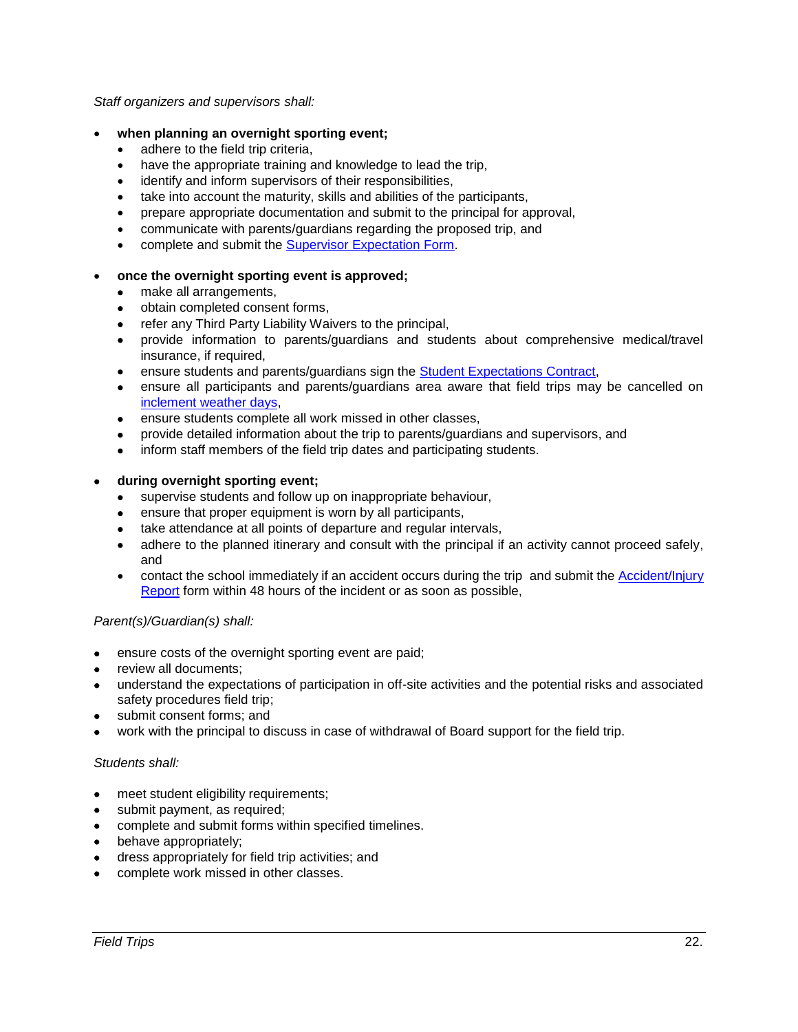*Staff organizers and supervisors shall:*

- **when planning an overnight sporting event;**
  - adhere to the field trip criteria,
  - have the appropriate training and knowledge to lead the trip,
  - identify and inform supervisors of their responsibilities,
  - take into account the maturity, skills and abilities of the participants,
  - prepare appropriate documentation and submit to the principal for approval,
  - communicate with parents/guardians regarding the proposed trip, and
  - complete and submit the Supervisor Expectation Form.

- **once the overnight sporting event is approved;**
  - make all arrangements,
  - obtain completed consent forms,
  - refer any Third Party Liability Waivers to the principal,
  - provide information to parents/guardians and students about comprehensive medical/travel insurance, if required,
  - ensure students and parents/guardians sign the Student Expectations Contract,
  - ensure all participants and parents/guardians area aware that field trips may be cancelled on inclement weather days,
  - ensure students complete all work missed in other classes,
  - provide detailed information about the trip to parents/guardians and supervisors, and
  - inform staff members of the field trip dates and participating students.

- **during overnight sporting event;**
  - supervise students and follow up on inappropriate behaviour,
  - ensure that proper equipment is worn by all participants,
  - take attendance at all points of departure and regular intervals,
  - adhere to the planned itinerary and consult with the principal if an activity cannot proceed safely, and
  - contact the school immediately if an accident occurs during the trip and submit the Accident/Injury Report form within 48 hours of the incident or as soon as possible,

*Parent(s)/Guardian(s) shall:*

- ensure costs of the overnight sporting event are paid;
- review all documents;
- understand the expectations of participation in off-site activities and the potential risks and associated safety procedures field trip;
- submit consent forms; and
- work with the principal to discuss in case of withdrawal of Board support for the field trip.

*Students shall:*

- meet student eligibility requirements;
- submit payment, as required;
- complete and submit forms within specified timelines.
- behave appropriately;
- dress appropriately for field trip activities; and
- complete work missed in other classes.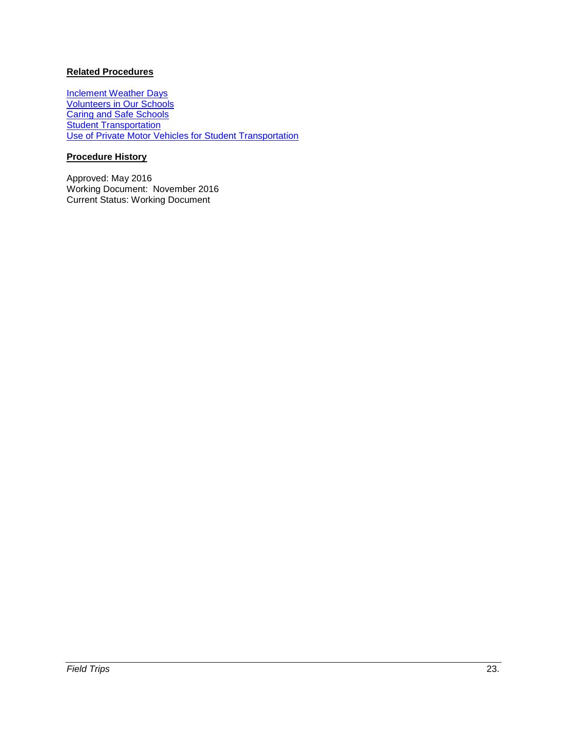**Related Procedures**

Inclement Weather Days
Volunteers in Our Schools
Caring and Safe Schools
Student Transportation
Use of Private Motor Vehicles for Student Transportation

**Procedure History**

Approved: May 2016
Working Document: November 2016
Current Status: Working Document